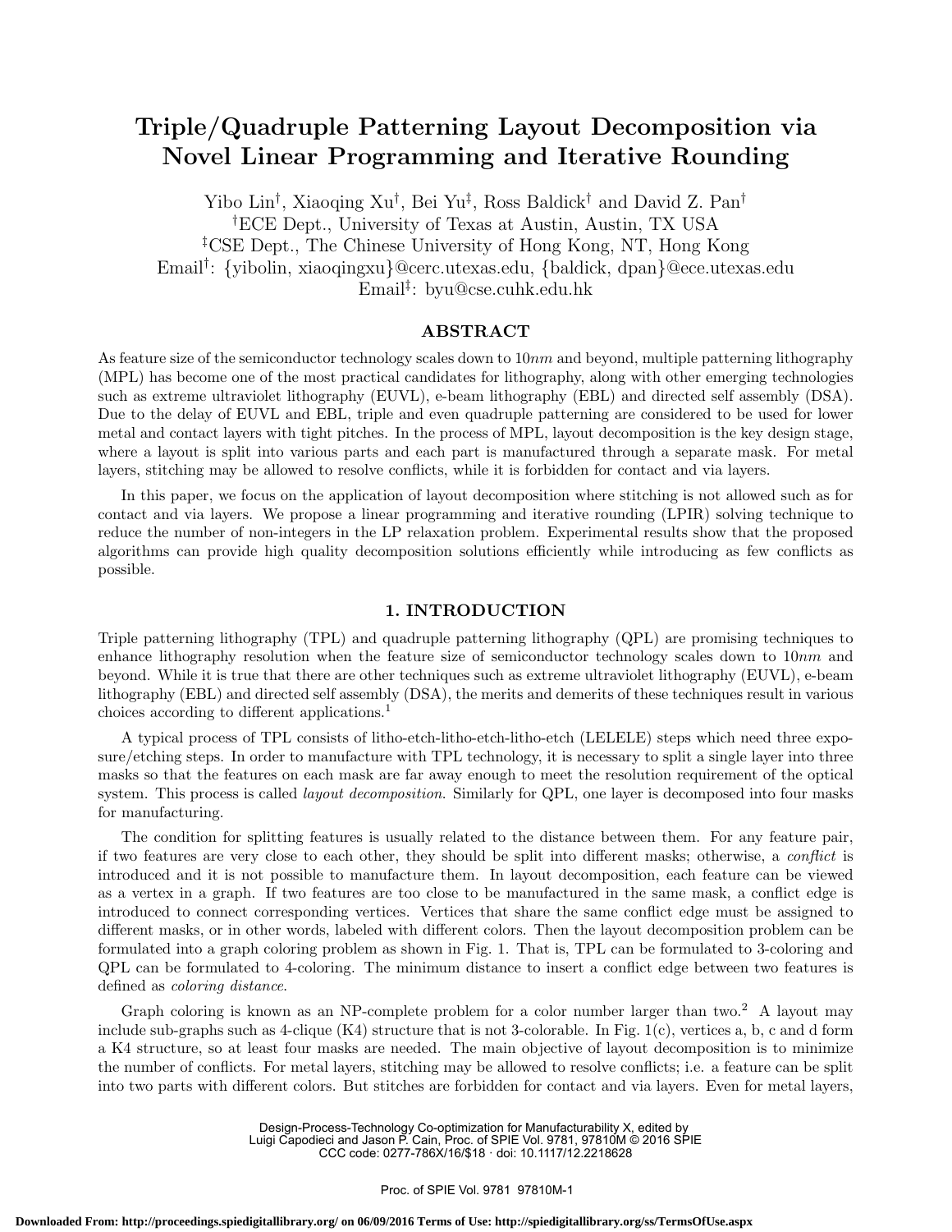# Triple/Quadruple Patterning Layout Decomposition via Novel Linear Programming and Iterative Rounding

Yibo Lin[†], Xiaoqing Xu[†], Bei Yu[‡], Ross Baldick[†] and David Z. Pan[†]

[†]ECE Dept., University of Texas at Austin, Austin, TX USA

[‡]CSE Dept., The Chinese University of Hong Kong, NT, Hong Kong

Email[†]: {yibolin, xiaoqingxu}@cerc.utexas.edu, {baldick, dpan}@ece.utexas.edu

Email[‡]: byu@cse.cuhk.edu.hk

## ABSTRACT

As feature size of the semiconductor technology scales down to 10*nm* and beyond, multiple patterning lithography (MPL) has become one of the most practical candidates for lithography, along with other emerging technologies such as extreme ultraviolet lithography (EUVL), e-beam lithography (EBL) and directed self assembly (DSA). Due to the delay of EUVL and EBL, triple and even quadruple patterning are considered to be used for lower metal and contact layers with tight pitches. In the process of MPL, layout decomposition is the key design stage, where a layout is split into various parts and each part is manufactured through a separate mask. For metal layers, stitching may be allowed to resolve conflicts, while it is forbidden for contact and via layers.

In this paper, we focus on the application of layout decomposition where stitching is not allowed such as for contact and via layers. We propose a linear programming and iterative rounding (LPIR) solving technique to reduce the number of non-integers in the LP relaxation problem. Experimental results show that the proposed algorithms can provide high quality decomposition solutions efficiently while introducing as few conflicts as possible.

## 1. INTRODUCTION

Triple patterning lithography (TPL) and quadruple patterning lithography (QPL) are promising techniques to enhance lithography resolution when the feature size of semiconductor technology scales down to 10*nm* and beyond. While it is true that there are other techniques such as extreme ultraviolet lithography (EUVL), e-beam lithography (EBL) and directed self assembly (DSA), the merits and demerits of these techniques result in various choices according to different applications.[1]

A typical process of TPL consists of litho-etch-litho-etch-litho-etch (LELELE) steps which need three exposure/etching steps. In order to manufacture with TPL technology, it is necessary to split a single layer into three masks so that the features on each mask are far away enough to meet the resolution requirement of the optical system. This process is called *layout decomposition*. Similarly for QPL, one layer is decomposed into four masks for manufacturing.

The condition for splitting features is usually related to the distance between them. For any feature pair, if two features are very close to each other, they should be split into different masks; otherwise, a *conflict* is introduced and it is not possible to manufacture them. In layout decomposition, each feature can be viewed as a vertex in a graph. If two features are too close to be manufactured in the same mask, a conflict edge is introduced to connect corresponding vertices. Vertices that share the same conflict edge must be assigned to different masks, or in other words, labeled with different colors. Then the layout decomposition problem can be formulated into a graph coloring problem as shown in Fig. 1. That is, TPL can be formulated to 3-coloring and QPL can be formulated to 4-coloring. The minimum distance to insert a conflict edge between two features is defined as *coloring distance*.

Graph coloring is known as an NP-complete problem for a color number larger than two.[2] A layout may include sub-graphs such as 4-clique (K4) structure that is not 3-colorable. In Fig. 1(c), vertices a, b, c and d form a K4 structure, so at least four masks are needed. The main objective of layout decomposition is to minimize the number of conflicts. For metal layers, stitching may be allowed to resolve conflicts; i.e. a feature can be split into two parts with different colors. But stitches are forbidden for contact and via layers. Even for metal layers,

Design-Process-Technology Co-optimization for Manufacturability X, edited by Luigi Capodieci and Jason P. Cain, Proc. of SPIE Vol. 9781, 97810M © 2016 SPIE
CCC code: 0277-786X/16/$18 · doi: 10.1117/12.2218628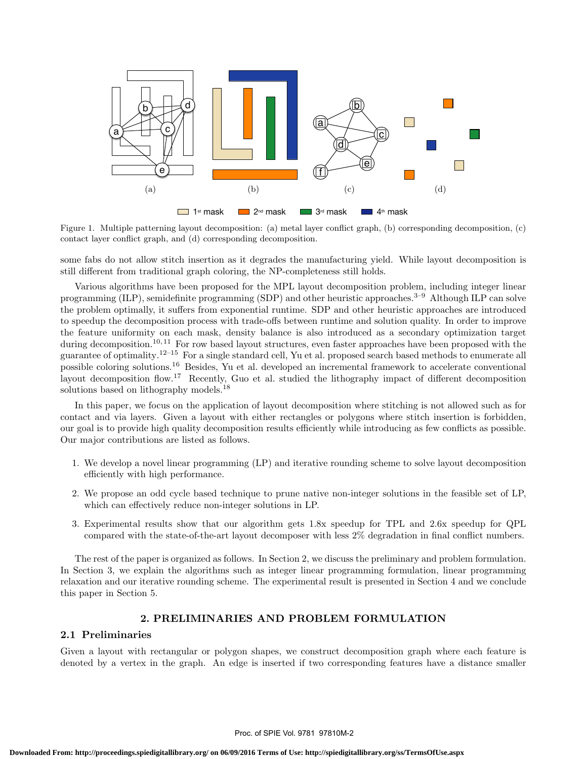Figure 1. Multiple patterning layout decomposition: (a) metal layer conflict graph, (b) corresponding decomposition, (c) contact layer conflict graph, and (d) corresponding decomposition.

some fabs do not allow stitch insertion as it degrades the manufacturing yield. While layout decomposition is still different from traditional graph coloring, the NP-completeness still holds.

Various algorithms have been proposed for the MPL layout decomposition problem, including integer linear programming (ILP), semidefinite programming (SDP) and other heuristic approaches.[3–9] Although ILP can solve the problem optimally, it suffers from exponential runtime. SDP and other heuristic approaches are introduced to speedup the decomposition process with trade-offs between runtime and solution quality. In order to improve the feature uniformity on each mask, density balance is also introduced as a secondary optimization target during decomposition.[10,11] For row based layout structures, even faster approaches have been proposed with the guarantee of optimality.[12–15] For a single standard cell, Yu et al. proposed search based methods to enumerate all possible coloring solutions.[16] Besides, Yu et al. developed an incremental framework to accelerate conventional layout decomposition flow.[17] Recently, Guo et al. studied the lithography impact of different decomposition solutions based on lithography models.[18]

In this paper, we focus on the application of layout decomposition where stitching is not allowed such as for contact and via layers. Given a layout with either rectangles or polygons where stitch insertion is forbidden, our goal is to provide high quality decomposition results efficiently while introducing as few conflicts as possible. Our major contributions are listed as follows.

1. We develop a novel linear programming (LP) and iterative rounding scheme to solve layout decomposition efficiently with high performance.
2. We propose an odd cycle based technique to prune native non-integer solutions in the feasible set of LP, which can effectively reduce non-integer solutions in LP.
3. Experimental results show that our algorithm gets 1.8x speedup for TPL and 2.6x speedup for QPL compared with the state-of-the-art layout decomposer with less 2% degradation in final conflict numbers.

The rest of the paper is organized as follows. In Section 2, we discuss the preliminary and problem formulation. In Section 3, we explain the algorithms such as integer linear programming formulation, linear programming relaxation and our iterative rounding scheme. The experimental result is presented in Section 4 and we conclude this paper in Section 5.

## 2. PRELIMINARIES AND PROBLEM FORMULATION

### 2.1 Preliminaries

Given a layout with rectangular or polygon shapes, we construct decomposition graph where each feature is denoted by a vertex in the graph. An edge is inserted if two corresponding features have a distance smaller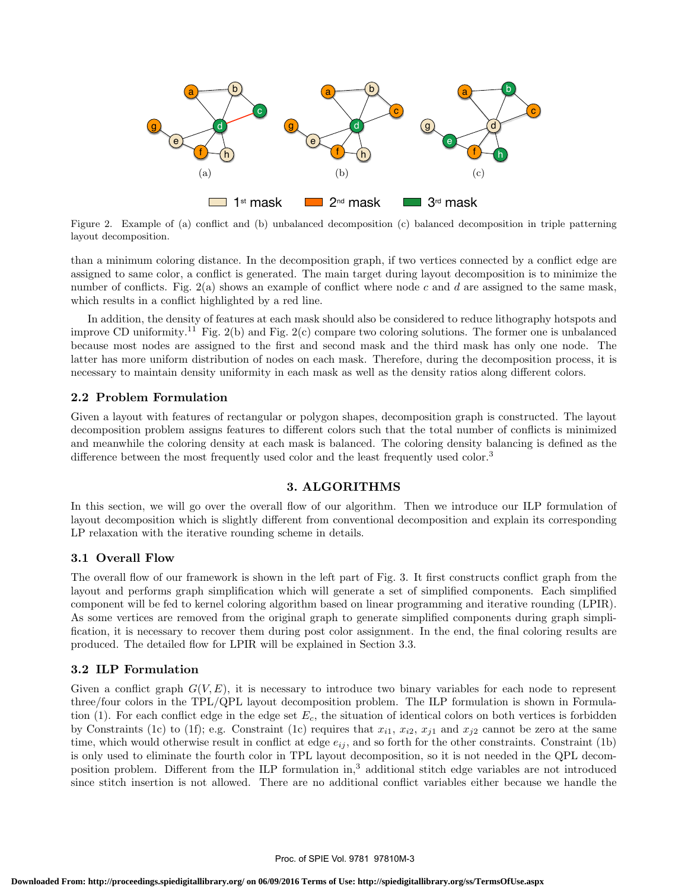Figure 2. Example of (a) conflict and (b) unbalanced decomposition (c) balanced decomposition in triple patterning layout decomposition.

than a minimum coloring distance. In the decomposition graph, if two vertices connected by a conflict edge are assigned to same color, a conflict is generated. The main target during layout decomposition is to minimize the number of conflicts. Fig. 2(a) shows an example of conflict where node $c$ and $d$ are assigned to the same mask, which results in a conflict highlighted by a red line.

In addition, the density of features at each mask should also be considered to reduce lithography hotspots and improve CD uniformity.[11] Fig. 2(b) and Fig. 2(c) compare two coloring solutions. The former one is unbalanced because most nodes are assigned to the first and second mask and the third mask has only one node. The latter has more uniform distribution of nodes on each mask. Therefore, during the decomposition process, it is necessary to maintain density uniformity in each mask as well as the density ratios along different colors.

### 2.2 Problem Formulation

Given a layout with features of rectangular or polygon shapes, decomposition graph is constructed. The layout decomposition problem assigns features to different colors such that the total number of conflicts is minimized and meanwhile the coloring density at each mask is balanced. The coloring density balancing is defined as the difference between the most frequently used color and the least frequently used color.[3]

## 3. ALGORITHMS

In this section, we will go over the overall flow of our algorithm. Then we introduce our ILP formulation of layout decomposition which is slightly different from conventional decomposition and explain its corresponding LP relaxation with the iterative rounding scheme in details.

### 3.1 Overall Flow

The overall flow of our framework is shown in the left part of Fig. 3. It first constructs conflict graph from the layout and performs graph simplification which will generate a set of simplified components. Each simplified component will be fed to kernel coloring algorithm based on linear programming and iterative rounding (LPIR). As some vertices are removed from the original graph to generate simplified components during graph simplification, it is necessary to recover them during post color assignment. In the end, the final coloring results are produced. The detailed flow for LPIR will be explained in Section 3.3.

### 3.2 ILP Formulation

Given a conflict graph $G(V, E)$, it is necessary to introduce two binary variables for each node to represent three/four colors in the TPL/QPL layout decomposition problem. The ILP formulation is shown in Formulation (1). For each conflict edge in the edge set $E_c$, the situation of identical colors on both vertices is forbidden by Constraints (1c) to (1f); e.g. Constraint (1c) requires that $x_{i1}$, $x_{i2}$, $x_{j1}$ and $x_{j2}$ cannot be zero at the same time, which would otherwise result in conflict at edge $e_{ij}$, and so forth for the other constraints. Constraint (1b) is only used to eliminate the fourth color in TPL layout decomposition, so it is not needed in the QPL decomposition problem. Different from the ILP formulation in,[3] additional stitch edge variables are not introduced since stitch insertion is not allowed. There are no additional conflict variables either because we handle the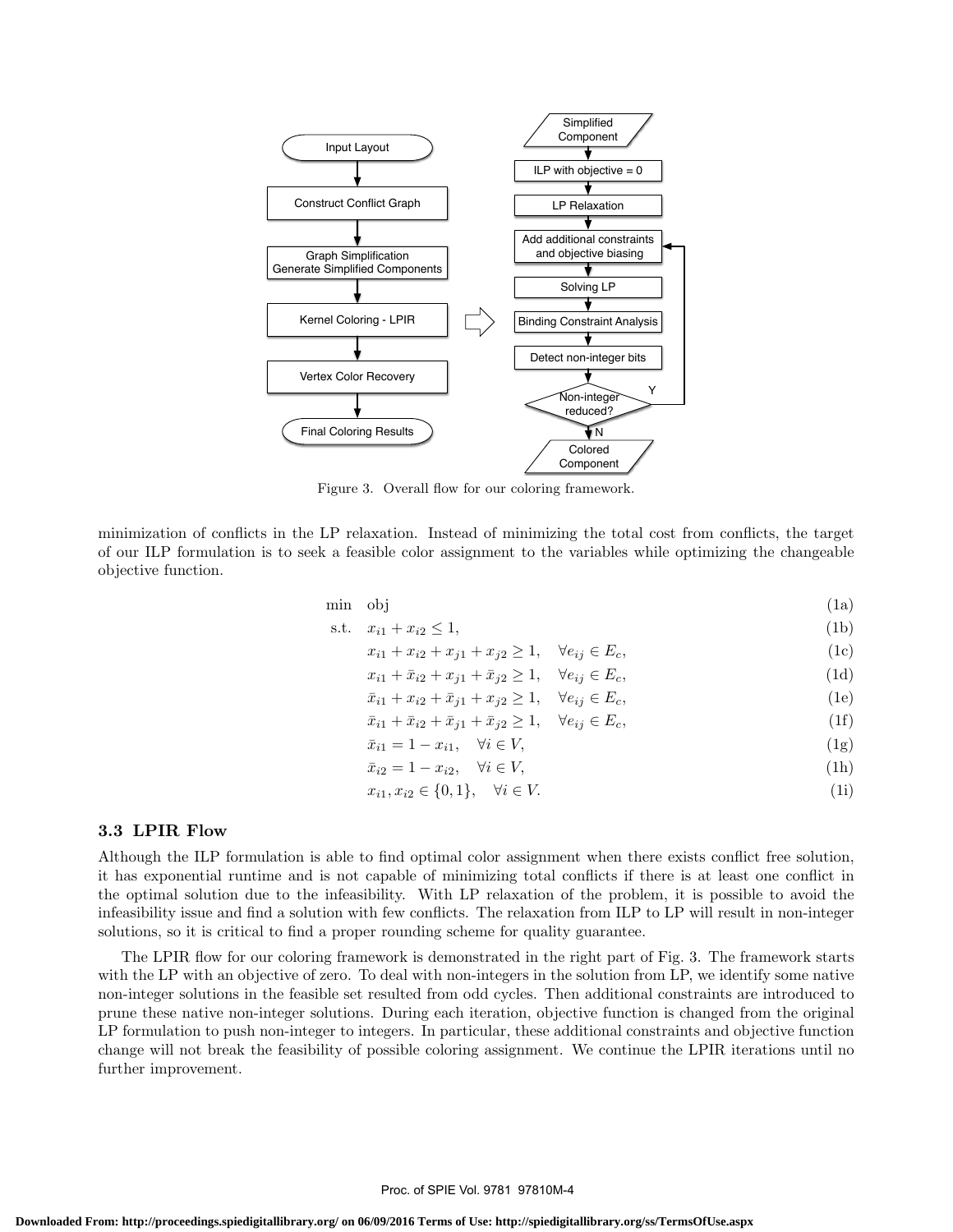Figure 3. Overall flow for our coloring framework.

minimization of conflicts in the LP relaxation. Instead of minimizing the total cost from conflicts, the target of our ILP formulation is to seek a feasible color assignment to the variables while optimizing the changeable objective function.

$$
\begin{aligned}
\min \quad & \text{obj} && \text{(1a)}\\
\text{s.t.} \quad & x_{i1} + x_{i2} \leq 1, && \text{(1b)}\\
& x_{i1} + x_{i2} + x_{j1} + x_{j2} \geq 1, \quad \forall e_{ij} \in E_c, && \text{(1c)}\\
& x_{i1} + \bar{x}_{i2} + x_{j1} + \bar{x}_{j2} \geq 1, \quad \forall e_{ij} \in E_c, && \text{(1d)}\\
& \bar{x}_{i1} + x_{i2} + \bar{x}_{j1} + x_{j2} \geq 1, \quad \forall e_{ij} \in E_c, && \text{(1e)}\\
& \bar{x}_{i1} + \bar{x}_{i2} + \bar{x}_{j1} + \bar{x}_{j2} \geq 1, \quad \forall e_{ij} \in E_c, && \text{(1f)}\\
& \bar{x}_{i1} = 1 - x_{i1}, \quad \forall i \in V, && \text{(1g)}\\
& \bar{x}_{i2} = 1 - x_{i2}, \quad \forall i \in V, && \text{(1h)}\\
& x_{i1}, x_{i2} \in \{0, 1\}, \quad \forall i \in V. && \text{(1i)}
\end{aligned}
$$

### 3.3 LPIR Flow

Although the ILP formulation is able to find optimal color assignment when there exists conflict free solution, it has exponential runtime and is not capable of minimizing total conflicts if there is at least one conflict in the optimal solution due to the infeasibility. With LP relaxation of the problem, it is possible to avoid the infeasibility issue and find a solution with few conflicts. The relaxation from ILP to LP will result in non-integer solutions, so it is critical to find a proper rounding scheme for quality guarantee.

The LPIR flow for our coloring framework is demonstrated in the right part of Fig. 3. The framework starts with the LP with an objective of zero. To deal with non-integers in the solution from LP, we identify some native non-integer solutions in the feasible set resulted from odd cycles. Then additional constraints are introduced to prune these native non-integer solutions. During each iteration, objective function is changed from the original LP formulation to push non-integer to integers. In particular, these additional constraints and objective function change will not break the feasibility of possible coloring assignment. We continue the LPIR iterations until no further improvement.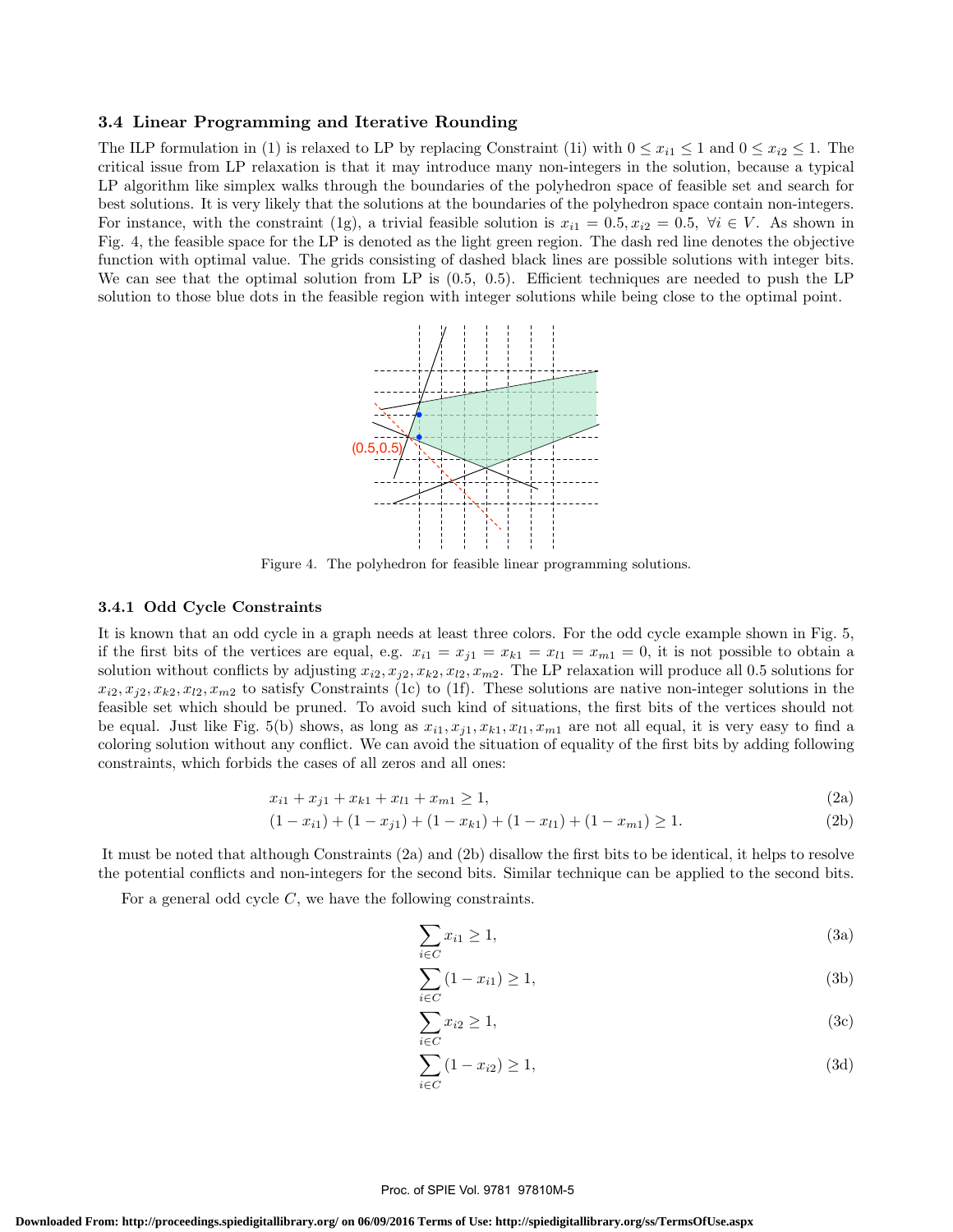### 3.4 Linear Programming and Iterative Rounding

The ILP formulation in (1) is relaxed to LP by replacing Constraint (1i) with $0 \leq x_{i1} \leq 1$ and $0 \leq x_{i2} \leq 1$. The critical issue from LP relaxation is that it may introduce many non-integers in the solution, because a typical LP algorithm like simplex walks through the boundaries of the polyhedron space of feasible set and search for best solutions. It is very likely that the solutions at the boundaries of the polyhedron space contain non-integers. For instance, with the constraint (1g), a trivial feasible solution is $x_{i1} = 0.5, x_{i2} = 0.5, \ \forall i \in V$. As shown in Fig. 4, the feasible space for the LP is denoted as the light green region. The dash red line denotes the objective function with optimal value. The grids consisting of dashed black lines are possible solutions with integer bits. We can see that the optimal solution from LP is (0.5, 0.5). Efficient techniques are needed to push the LP solution to those blue dots in the feasible region with integer solutions while being close to the optimal point.

Figure 4. The polyhedron for feasible linear programming solutions.

#### 3.4.1 Odd Cycle Constraints

It is known that an odd cycle in a graph needs at least three colors. For the odd cycle example shown in Fig. 5, if the first bits of the vertices are equal, e.g. $x_{i1} = x_{j1} = x_{k1} = x_{l1} = x_{m1} = 0$, it is not possible to obtain a solution without conflicts by adjusting $x_{i2}, x_{j2}, x_{k2}, x_{l2}, x_{m2}$. The LP relaxation will produce all 0.5 solutions for $x_{i2}, x_{j2}, x_{k2}, x_{l2}, x_{m2}$ to satisfy Constraints (1c) to (1f). These solutions are native non-integer solutions in the feasible set which should be pruned. To avoid such kind of situations, the first bits of the vertices should not be equal. Just like Fig. 5(b) shows, as long as $x_{i1}, x_{j1}, x_{k1}, x_{l1}, x_{m1}$ are not all equal, it is very easy to find a coloring solution without any conflict. We can avoid the situation of equality of the first bits by adding following constraints, which forbids the cases of all zeros and all ones:

$$x_{i1} + x_{j1} + x_{k1} + x_{l1} + x_{m1} \geq 1, \tag{2a}$$

$$(1 - x_{i1}) + (1 - x_{j1}) + (1 - x_{k1}) + (1 - x_{l1}) + (1 - x_{m1}) \geq 1. \tag{2b}$$

It must be noted that although Constraints (2a) and (2b) disallow the first bits to be identical, it helps to resolve the potential conflicts and non-integers for the second bits. Similar technique can be applied to the second bits.

For a general odd cycle $C$, we have the following constraints.

$$\sum_{i \in C} x_{i1} \geq 1, \tag{3a}$$

$$\sum_{i \in C} (1 - x_{i1}) \geq 1, \tag{3b}$$

$$\sum_{i \in C} x_{i2} \geq 1, \tag{3c}$$

$$\sum_{i \in C} (1 - x_{i2}) \geq 1, \tag{3d}$$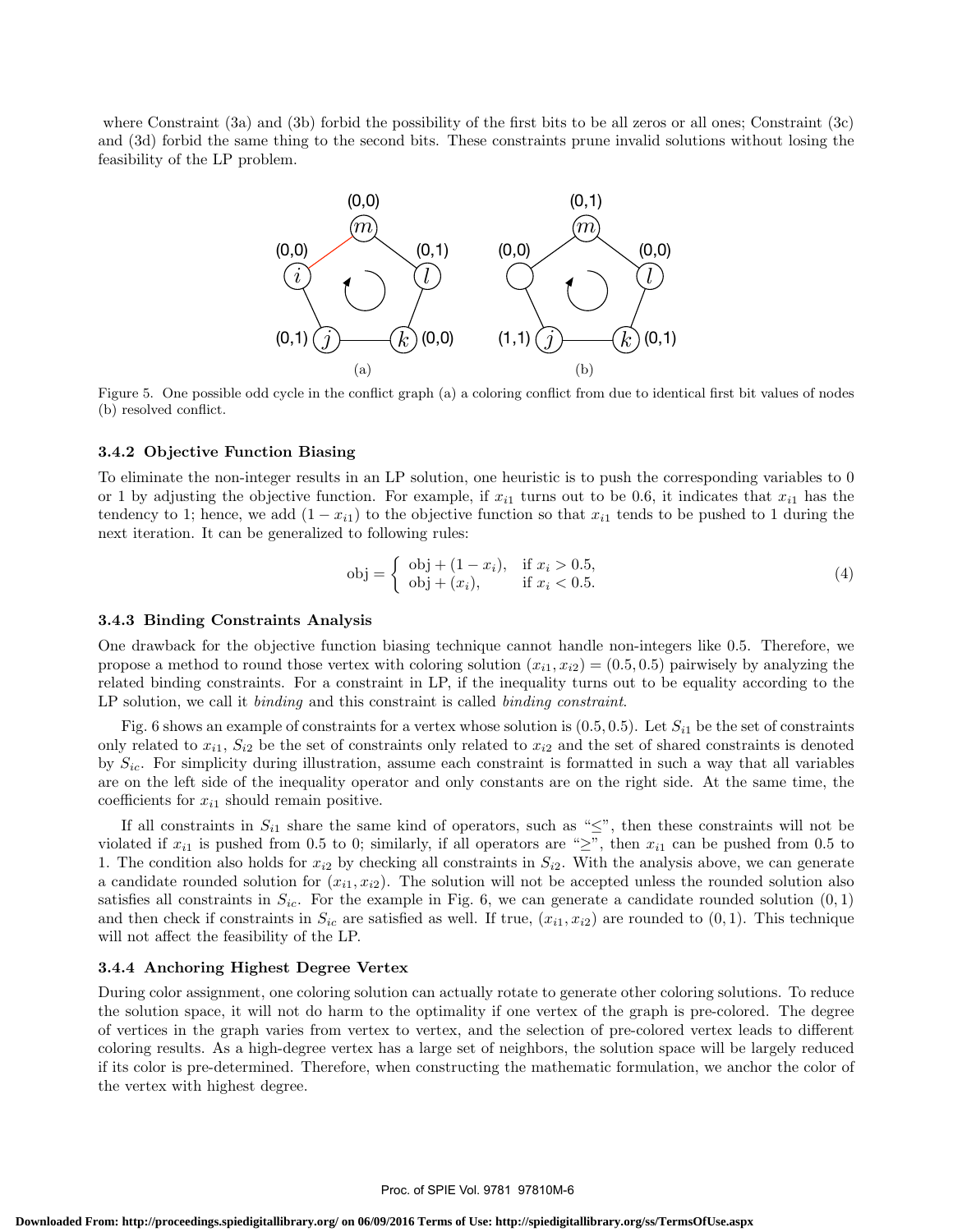where Constraint (3a) and (3b) forbid the possibility of the first bits to be all zeros or all ones; Constraint (3c) and (3d) forbid the same thing to the second bits. These constraints prune invalid solutions without losing the feasibility of the LP problem.

Figure 5. One possible odd cycle in the conflict graph (a) a coloring conflict from due to identical first bit values of nodes (b) resolved conflict.

### 3.4.2 Objective Function Biasing

To eliminate the non-integer results in an LP solution, one heuristic is to push the corresponding variables to 0 or 1 by adjusting the objective function. For example, if $x_{i1}$ turns out to be 0.6, it indicates that $x_{i1}$ has the tendency to 1; hence, we add $(1 - x_{i1})$ to the objective function so that $x_{i1}$ tends to be pushed to 1 during the next iteration. It can be generalized to following rules:

$$\text{obj} = \begin{cases} \text{obj} + (1 - x_i), & \text{if } x_i > 0.5, \\ \text{obj} + (x_i), & \text{if } x_i < 0.5. \end{cases} \tag{4}$$

### 3.4.3 Binding Constraints Analysis

One drawback for the objective function biasing technique cannot handle non-integers like 0.5. Therefore, we propose a method to round those vertex with coloring solution $(x_{i1}, x_{i2}) = (0.5, 0.5)$ pairwisely by analyzing the related binding constraints. For a constraint in LP, if the inequality turns out to be equality according to the LP solution, we call it *binding* and this constraint is called *binding constraint*.

Fig. 6 shows an example of constraints for a vertex whose solution is $(0.5, 0.5)$. Let $S_{i1}$ be the set of constraints only related to $x_{i1}$, $S_{i2}$ be the set of constraints only related to $x_{i2}$ and the set of shared constraints is denoted by $S_{ic}$. For simplicity during illustration, assume each constraint is formatted in such a way that all variables are on the left side of the inequality operator and only constants are on the right side. At the same time, the coefficients for $x_{i1}$ should remain positive.

If all constraints in $S_{i1}$ share the same kind of operators, such as "$\leq$", then these constraints will not be violated if $x_{i1}$ is pushed from 0.5 to 0; similarly, if all operators are "$\geq$", then $x_{i1}$ can be pushed from 0.5 to 1. The condition also holds for $x_{i2}$ by checking all constraints in $S_{i2}$. With the analysis above, we can generate a candidate rounded solution for $(x_{i1}, x_{i2})$. The solution will not be accepted unless the rounded solution also satisfies all constraints in $S_{ic}$. For the example in Fig. 6, we can generate a candidate rounded solution $(0, 1)$ and then check if constraints in $S_{ic}$ are satisfied as well. If true, $(x_{i1}, x_{i2})$ are rounded to $(0, 1)$. This technique will not affect the feasibility of the LP.

### 3.4.4 Anchoring Highest Degree Vertex

During color assignment, one coloring solution can actually rotate to generate other coloring solutions. To reduce the solution space, it will not do harm to the optimality if one vertex of the graph is pre-colored. The degree of vertices in the graph varies from vertex to vertex, and the selection of pre-colored vertex leads to different coloring results. As a high-degree vertex has a large set of neighbors, the solution space will be largely reduced if its color is pre-determined. Therefore, when constructing the mathematic formulation, we anchor the color of the vertex with highest degree.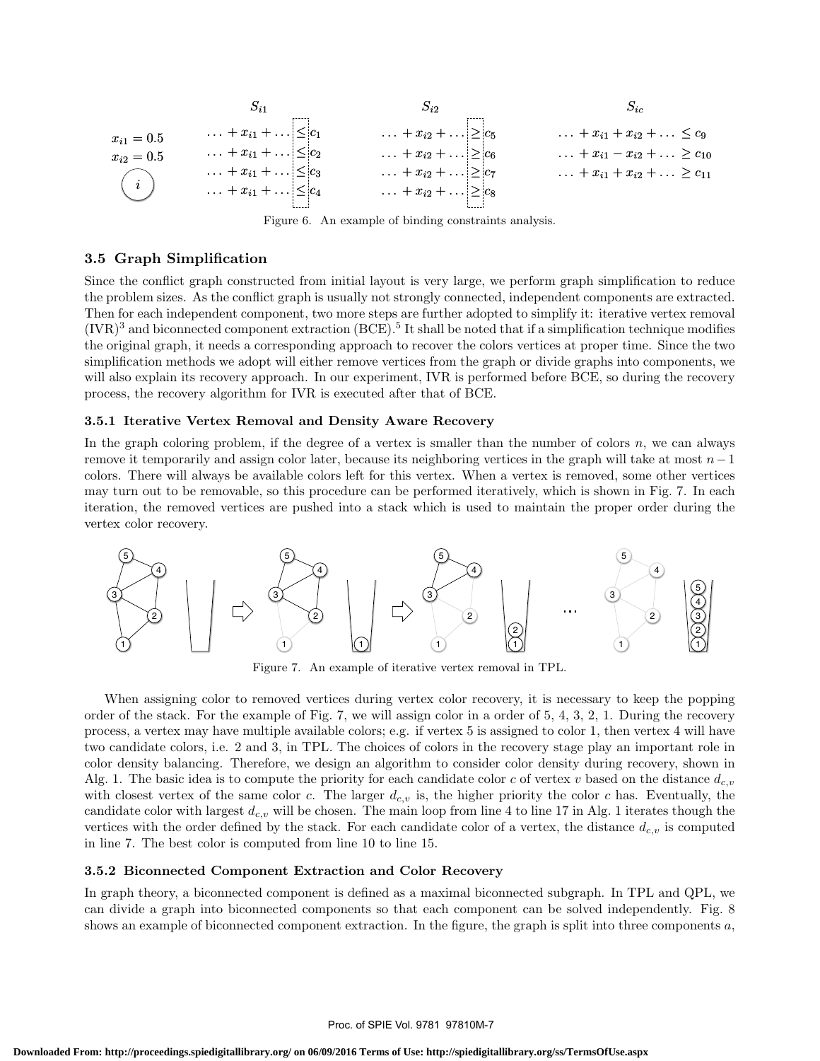$$
\begin{array}{llll}
 & S_{i1} & S_{i2} & S_{ic} \\
x_{i1} = 0.5 & \ldots + x_{i1} + \ldots \leq c_1 & \ldots + x_{i2} + \ldots \geq c_5 & \ldots + x_{i1} + x_{i2} + \ldots \leq c_9 \\
x_{i2} = 0.5 & \ldots + x_{i1} + \ldots \leq c_2 & \ldots + x_{i2} + \ldots \geq c_6 & \ldots + x_{i1} - x_{i2} + \ldots \geq c_{10} \\
i & \ldots + x_{i1} + \ldots \leq c_3 & \ldots + x_{i2} + \ldots \geq c_7 & \ldots + x_{i1} + x_{i2} + \ldots \geq c_{11} \\
 & \ldots + x_{i1} + \ldots \leq c_4 & \ldots + x_{i2} + \ldots \geq c_8 &
\end{array}
$$

Figure 6. An example of binding constraints analysis.

### 3.5 Graph Simplification

Since the conflict graph constructed from initial layout is very large, we perform graph simplification to reduce the problem sizes. As the conflict graph is usually not strongly connected, independent components are extracted. Then for each independent component, two more steps are further adopted to simplify it: iterative vertex removal (IVR)[3] and biconnected component extraction (BCE).[5] It shall be noted that if a simplification technique modifies the original graph, it needs a corresponding approach to recover the colors vertices at proper time. Since the two simplification methods we adopt will either remove vertices from the graph or divide graphs into components, we will also explain its recovery approach. In our experiment, IVR is performed before BCE, so during the recovery process, the recovery algorithm for IVR is executed after that of BCE.

#### 3.5.1 Iterative Vertex Removal and Density Aware Recovery

In the graph coloring problem, if the degree of a vertex is smaller than the number of colors $n$, we can always remove it temporarily and assign color later, because its neighboring vertices in the graph will take at most $n-1$ colors. There will always be available colors left for this vertex. When a vertex is removed, some other vertices may turn out to be removable, so this procedure can be performed iteratively, which is shown in Fig. 7. In each iteration, the removed vertices are pushed into a stack which is used to maintain the proper order during the vertex color recovery.

Figure 7. An example of iterative vertex removal in TPL.

When assigning color to removed vertices during vertex color recovery, it is necessary to keep the popping order of the stack. For the example of Fig. 7, we will assign color in a order of 5, 4, 3, 2, 1. During the recovery process, a vertex may have multiple available colors; e.g. if vertex 5 is assigned to color 1, then vertex 4 will have two candidate colors, i.e. 2 and 3, in TPL. The choices of colors in the recovery stage play an important role in color density balancing. Therefore, we design an algorithm to consider color density during recovery, shown in Alg. 1. The basic idea is to compute the priority for each candidate color $c$ of vertex $v$ based on the distance $d_{c,v}$ with closest vertex of the same color $c$. The larger $d_{c,v}$ is, the higher priority the color $c$ has. Eventually, the candidate color with largest $d_{c,v}$ will be chosen. The main loop from line 4 to line 17 in Alg. 1 iterates though the vertices with the order defined by the stack. For each candidate color of a vertex, the distance $d_{c,v}$ is computed in line 7. The best color is computed from line 10 to line 15.

#### 3.5.2 Biconnected Component Extraction and Color Recovery

In graph theory, a biconnected component is defined as a maximal biconnected subgraph. In TPL and QPL, we can divide a graph into biconnected components so that each component can be solved independently. Fig. 8 shows an example of biconnected component extraction. In the figure, the graph is split into three components $a$,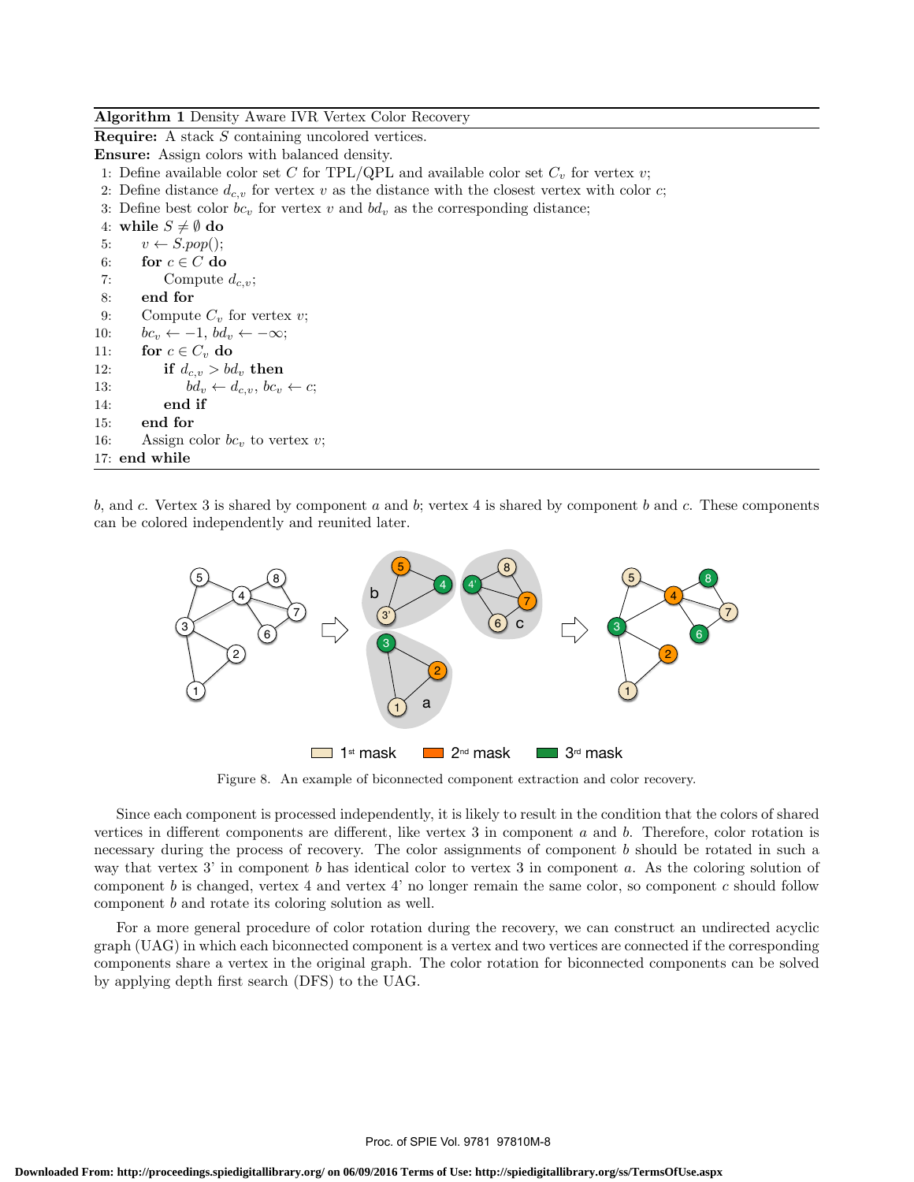**Algorithm 1** Density Aware IVR Vertex Color Recovery

**Require:** A stack $S$ containing uncolored vertices.
**Ensure:** Assign colors with balanced density.

```
 1: Define available color set C for TPL/QPL and available color set C_v for vertex v;
 2: Define distance d_{c,v} for vertex v as the distance with the closest vertex with color c;
 3: Define best color bc_v for vertex v and bd_v as the corresponding distance;
 4: while S ≠ ∅ do
 5:     v ← S.pop();
 6:     for c ∈ C do
 7:         Compute d_{c,v};
 8:     end for
 9:     Compute C_v for vertex v;
10:     bc_v ← −1, bd_v ← −∞;
11:     for c ∈ C_v do
12:         if d_{c,v} > bd_v then
13:             bd_v ← d_{c,v}, bc_v ← c;
14:         end if
15:     end for
16:     Assign color bc_v to vertex v;
17: end while
```

$b$, and $c$. Vertex 3 is shared by component $a$ and $b$; vertex 4 is shared by component $b$ and $c$. These components can be colored independently and reunited later.

Figure 8. An example of biconnected component extraction and color recovery.

Since each component is processed independently, it is likely to result in the condition that the colors of shared vertices in different components are different, like vertex 3 in component $a$ and $b$. Therefore, color rotation is necessary during the process of recovery. The color assignments of component $b$ should be rotated in such a way that vertex 3' in component $b$ has identical color to vertex 3 in component $a$. As the coloring solution of component $b$ is changed, vertex 4 and vertex 4' no longer remain the same color, so component $c$ should follow component $b$ and rotate its coloring solution as well.

For a more general procedure of color rotation during the recovery, we can construct an undirected acyclic graph (UAG) in which each biconnected component is a vertex and two vertices are connected if the corresponding components share a vertex in the original graph. The color rotation for biconnected components can be solved by applying depth first search (DFS) to the UAG.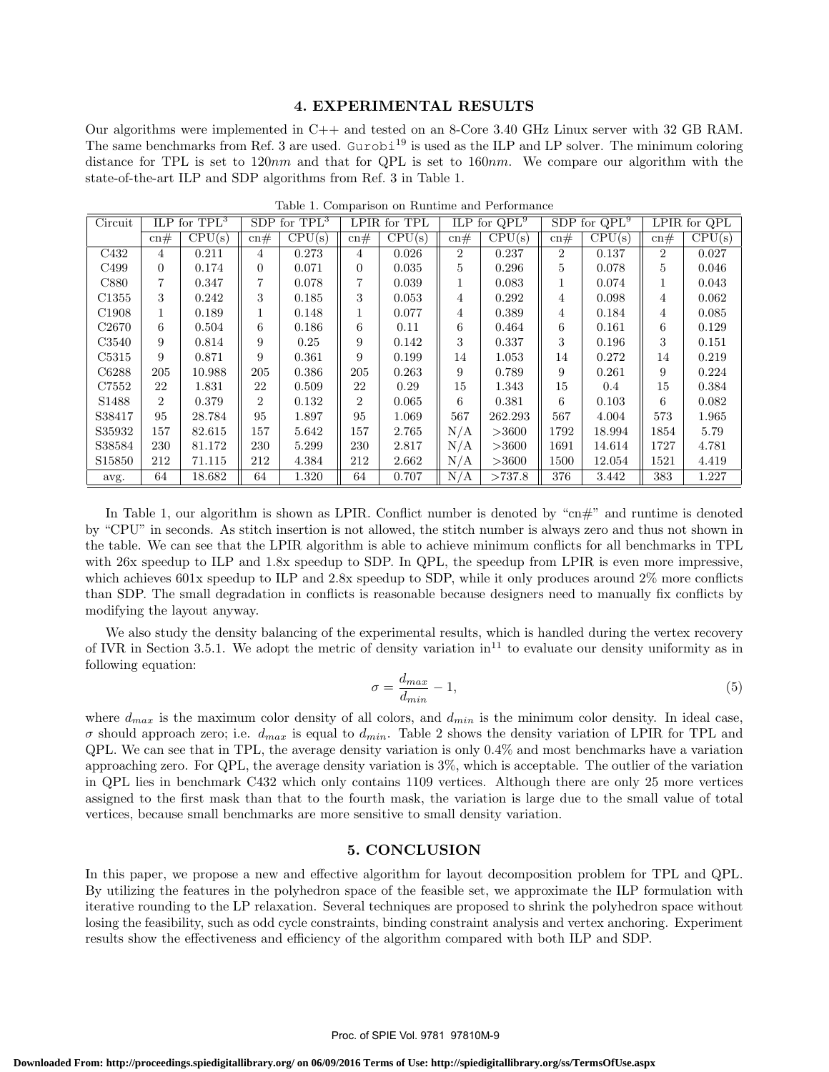## 4. EXPERIMENTAL RESULTS

Our algorithms were implemented in C++ and tested on an 8-Core 3.40 GHz Linux server with 32 GB RAM. The same benchmarks from Ref. 3 are used. Gurobi[19] is used as the ILP and LP solver. The minimum coloring distance for TPL is set to 120*nm* and that for QPL is set to 160*nm*. We compare our algorithm with the state-of-the-art ILP and SDP algorithms from Ref. 3 in Table 1.

Table 1. Comparison on Runtime and Performance

| Circuit | ILP for TPL[3] | | SDP for TPL[3] | | LPIR for TPL | | ILP for QPL[9] | | SDP for QPL[9] | | LPIR for QPL | |
|---|---|---|---|---|---|---|---|---|---|---|---|---|
| | cn# | CPU(s) | cn# | CPU(s) | cn# | CPU(s) | cn# | CPU(s) | cn# | CPU(s) | cn# | CPU(s) |
| C432 | 4 | 0.211 | 4 | 0.273 | 4 | 0.026 | 2 | 0.237 | 2 | 0.137 | 2 | 0.027 |
| C499 | 0 | 0.174 | 0 | 0.071 | 0 | 0.035 | 5 | 0.296 | 5 | 0.078 | 5 | 0.046 |
| C880 | 7 | 0.347 | 7 | 0.078 | 7 | 0.039 | 1 | 0.083 | 1 | 0.074 | 1 | 0.043 |
| C1355 | 3 | 0.242 | 3 | 0.185 | 3 | 0.053 | 4 | 0.292 | 4 | 0.098 | 4 | 0.062 |
| C1908 | 1 | 0.189 | 1 | 0.148 | 1 | 0.077 | 4 | 0.389 | 4 | 0.184 | 4 | 0.085 |
| C2670 | 6 | 0.504 | 6 | 0.186 | 6 | 0.11 | 6 | 0.464 | 6 | 0.161 | 6 | 0.129 |
| C3540 | 9 | 0.814 | 9 | 0.25 | 9 | 0.142 | 3 | 0.337 | 3 | 0.196 | 3 | 0.151 |
| C5315 | 9 | 0.871 | 9 | 0.361 | 9 | 0.199 | 14 | 1.053 | 14 | 0.272 | 14 | 0.219 |
| C6288 | 205 | 10.988 | 205 | 0.386 | 205 | 0.263 | 9 | 0.789 | 9 | 0.261 | 9 | 0.224 |
| C7552 | 22 | 1.831 | 22 | 0.509 | 22 | 0.29 | 15 | 1.343 | 15 | 0.4 | 15 | 0.384 |
| S1488 | 2 | 0.379 | 2 | 0.132 | 2 | 0.065 | 6 | 0.381 | 6 | 0.103 | 6 | 0.082 |
| S38417 | 95 | 28.784 | 95 | 1.897 | 95 | 1.069 | 567 | 262.293 | 567 | 4.004 | 573 | 1.965 |
| S35932 | 157 | 82.615 | 157 | 5.642 | 157 | 2.765 | N/A | >3600 | 1792 | 18.994 | 1854 | 5.79 |
| S38584 | 230 | 81.172 | 230 | 5.299 | 230 | 2.817 | N/A | >3600 | 1691 | 14.614 | 1727 | 4.781 |
| S15850 | 212 | 71.115 | 212 | 4.384 | 212 | 2.662 | N/A | >3600 | 1500 | 12.054 | 1521 | 4.419 |
| avg. | 64 | 18.682 | 64 | 1.320 | 64 | 0.707 | N/A | >737.8 | 376 | 3.442 | 383 | 1.227 |

In Table 1, our algorithm is shown as LPIR. Conflict number is denoted by "cn#" and runtime is denoted by "CPU" in seconds. As stitch insertion is not allowed, the stitch number is always zero and thus not shown in the table. We can see that the LPIR algorithm is able to achieve minimum conflicts for all benchmarks in TPL with 26x speedup to ILP and 1.8x speedup to SDP. In QPL, the speedup from LPIR is even more impressive, which achieves 601x speedup to ILP and 2.8x speedup to SDP, while it only produces around 2% more conflicts than SDP. The small degradation in conflicts is reasonable because designers need to manually fix conflicts by modifying the layout anyway.

We also study the density balancing of the experimental results, which is handled during the vertex recovery of IVR in Section 3.5.1. We adopt the metric of density variation in[11] to evaluate our density uniformity as in following equation:

$$\sigma = \frac{d_{max}}{d_{min}} - 1, \tag{5}$$

where $d_{max}$ is the maximum color density of all colors, and $d_{min}$ is the minimum color density. In ideal case, $\sigma$ should approach zero; i.e. $d_{max}$ is equal to $d_{min}$. Table 2 shows the density variation of LPIR for TPL and QPL. We can see that in TPL, the average density variation is only 0.4% and most benchmarks have a variation approaching zero. For QPL, the average density variation is 3%, which is acceptable. The outlier of the variation in QPL lies in benchmark C432 which only contains 1109 vertices. Although there are only 25 more vertices assigned to the first mask than that to the fourth mask, the variation is large due to the small value of total vertices, because small benchmarks are more sensitive to small density variation.

## 5. CONCLUSION

In this paper, we propose a new and effective algorithm for layout decomposition problem for TPL and QPL. By utilizing the features in the polyhedron space of the feasible set, we approximate the ILP formulation with iterative rounding to the LP relaxation. Several techniques are proposed to shrink the polyhedron space without losing the feasibility, such as odd cycle constraints, binding constraint analysis and vertex anchoring. Experiment results show the effectiveness and efficiency of the algorithm compared with both ILP and SDP.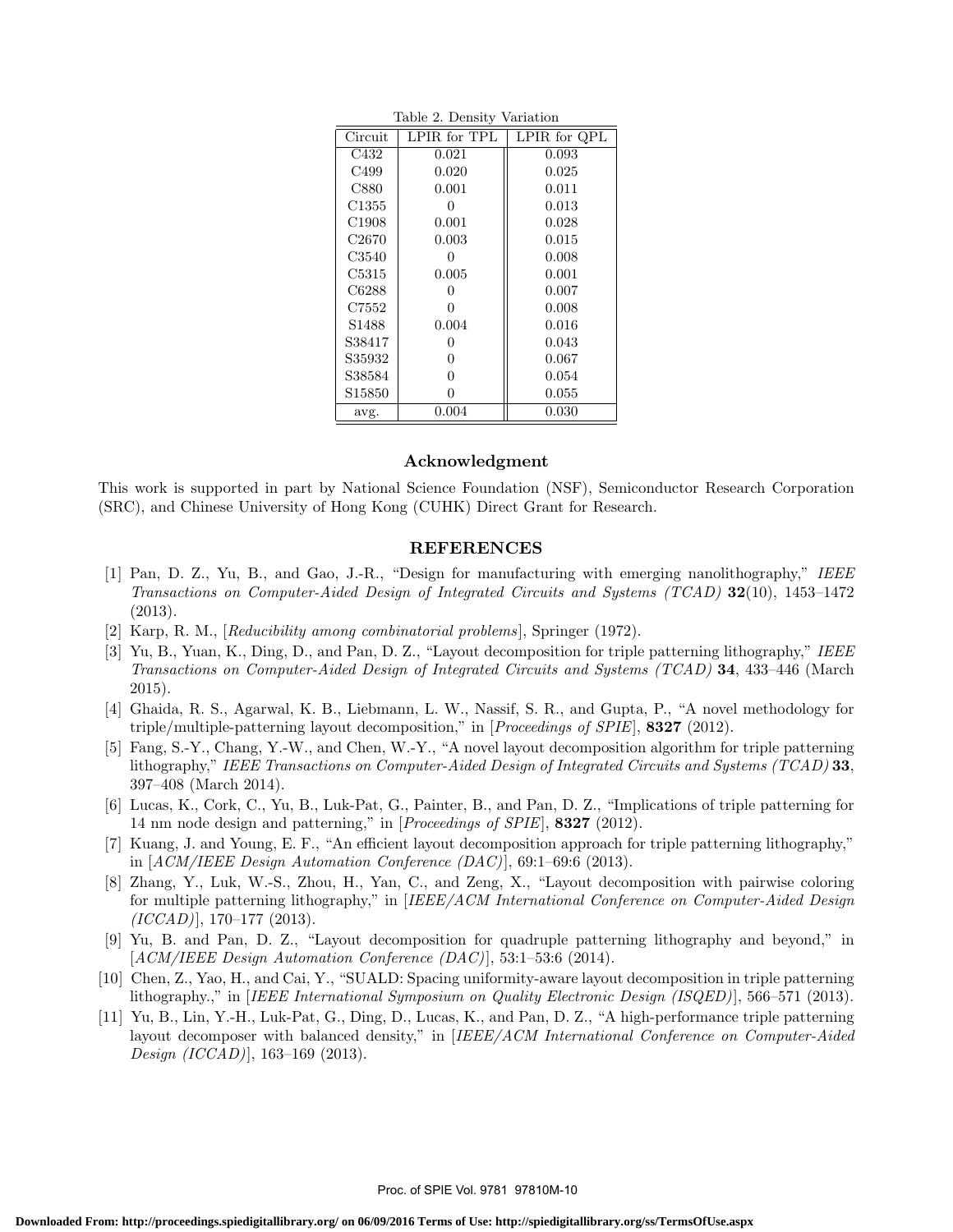Table 2. Density Variation

| Circuit | LPIR for TPL | LPIR for QPL |
| --- | --- | --- |
| C432 | 0.021 | 0.093 |
| C499 | 0.020 | 0.025 |
| C880 | 0.001 | 0.011 |
| C1355 | 0 | 0.013 |
| C1908 | 0.001 | 0.028 |
| C2670 | 0.003 | 0.015 |
| C3540 | 0 | 0.008 |
| C5315 | 0.005 | 0.001 |
| C6288 | 0 | 0.007 |
| C7552 | 0 | 0.008 |
| S1488 | 0.004 | 0.016 |
| S38417 | 0 | 0.043 |
| S35932 | 0 | 0.067 |
| S38584 | 0 | 0.054 |
| S15850 | 0 | 0.055 |
| avg. | 0.004 | 0.030 |

## Acknowledgment

This work is supported in part by National Science Foundation (NSF), Semiconductor Research Corporation (SRC), and Chinese University of Hong Kong (CUHK) Direct Grant for Research.

## REFERENCES

[1] Pan, D. Z., Yu, B., and Gao, J.-R., "Design for manufacturing with emerging nanolithography," *IEEE Transactions on Computer-Aided Design of Integrated Circuits and Systems (TCAD)* **32**(10), 1453–1472 (2013).

[2] Karp, R. M., [*Reducibility among combinatorial problems*], Springer (1972).

[3] Yu, B., Yuan, K., Ding, D., and Pan, D. Z., "Layout decomposition for triple patterning lithography," *IEEE Transactions on Computer-Aided Design of Integrated Circuits and Systems (TCAD)* **34**, 433–446 (March 2015).

[4] Ghaida, R. S., Agarwal, K. B., Liebmann, L. W., Nassif, S. R., and Gupta, P., "A novel methodology for triple/multiple-patterning layout decomposition," in [*Proceedings of SPIE*], **8327** (2012).

[5] Fang, S.-Y., Chang, Y.-W., and Chen, W.-Y., "A novel layout decomposition algorithm for triple patterning lithography," *IEEE Transactions on Computer-Aided Design of Integrated Circuits and Systems (TCAD)* **33**, 397–408 (March 2014).

[6] Lucas, K., Cork, C., Yu, B., Luk-Pat, G., Painter, B., and Pan, D. Z., "Implications of triple patterning for 14 nm node design and patterning," in [*Proceedings of SPIE*], **8327** (2012).

[7] Kuang, J. and Young, E. F., "An efficient layout decomposition approach for triple patterning lithography," in [*ACM/IEEE Design Automation Conference (DAC)*], 69:1–69:6 (2013).

[8] Zhang, Y., Luk, W.-S., Zhou, H., Yan, C., and Zeng, X., "Layout decomposition with pairwise coloring for multiple patterning lithography," in [*IEEE/ACM International Conference on Computer-Aided Design (ICCAD)*], 170–177 (2013).

[9] Yu, B. and Pan, D. Z., "Layout decomposition for quadruple patterning lithography and beyond," in [*ACM/IEEE Design Automation Conference (DAC)*], 53:1–53:6 (2014).

[10] Chen, Z., Yao, H., and Cai, Y., "SUALD: Spacing uniformity-aware layout decomposition in triple patterning lithography.," in [*IEEE International Symposium on Quality Electronic Design (ISQED)*], 566–571 (2013).

[11] Yu, B., Lin, Y.-H., Luk-Pat, G., Ding, D., Lucas, K., and Pan, D. Z., "A high-performance triple patterning layout decomposer with balanced density," in [*IEEE/ACM International Conference on Computer-Aided Design (ICCAD)*], 163–169 (2013).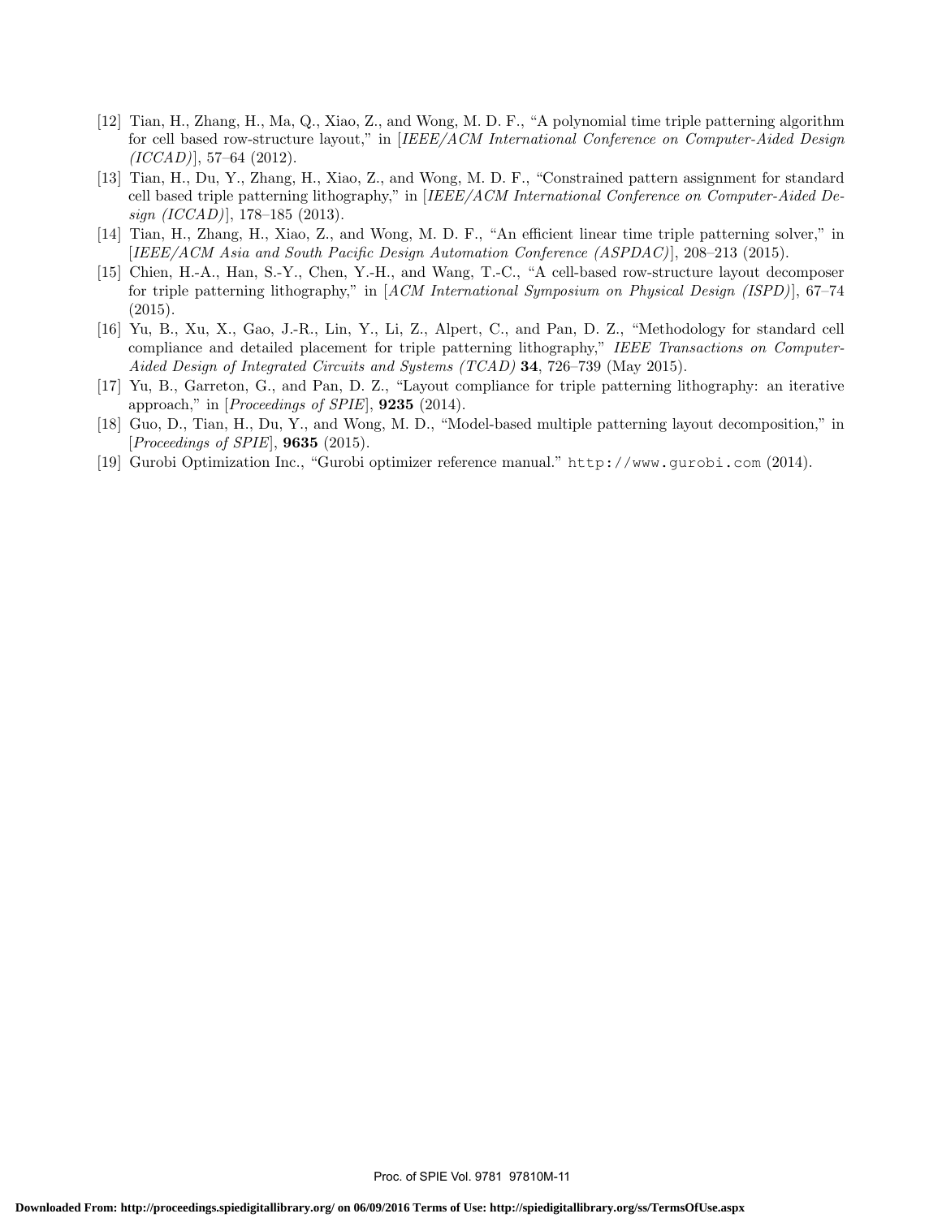[12] Tian, H., Zhang, H., Ma, Q., Xiao, Z., and Wong, M. D. F., "A polynomial time triple patterning algorithm for cell based row-structure layout," in [*IEEE/ACM International Conference on Computer-Aided Design (ICCAD)*], 57–64 (2012).

[13] Tian, H., Du, Y., Zhang, H., Xiao, Z., and Wong, M. D. F., "Constrained pattern assignment for standard cell based triple patterning lithography," in [*IEEE/ACM International Conference on Computer-Aided Design (ICCAD)*], 178–185 (2013).

[14] Tian, H., Zhang, H., Xiao, Z., and Wong, M. D. F., "An efficient linear time triple patterning solver," in [*IEEE/ACM Asia and South Pacific Design Automation Conference (ASPDAC)*], 208–213 (2015).

[15] Chien, H.-A., Han, S.-Y., Chen, Y.-H., and Wang, T.-C., "A cell-based row-structure layout decomposer for triple patterning lithography," in [*ACM International Symposium on Physical Design (ISPD)*], 67–74 (2015).

[16] Yu, B., Xu, X., Gao, J.-R., Lin, Y., Li, Z., Alpert, C., and Pan, D. Z., "Methodology for standard cell compliance and detailed placement for triple patterning lithography," *IEEE Transactions on Computer-Aided Design of Integrated Circuits and Systems (TCAD)* **34**, 726–739 (May 2015).

[17] Yu, B., Garreton, G., and Pan, D. Z., "Layout compliance for triple patterning lithography: an iterative approach," in [*Proceedings of SPIE*], **9235** (2014).

[18] Guo, D., Tian, H., Du, Y., and Wong, M. D., "Model-based multiple patterning layout decomposition," in [*Proceedings of SPIE*], **9635** (2015).

[19] Gurobi Optimization Inc., "Gurobi optimizer reference manual." http://www.gurobi.com (2014).